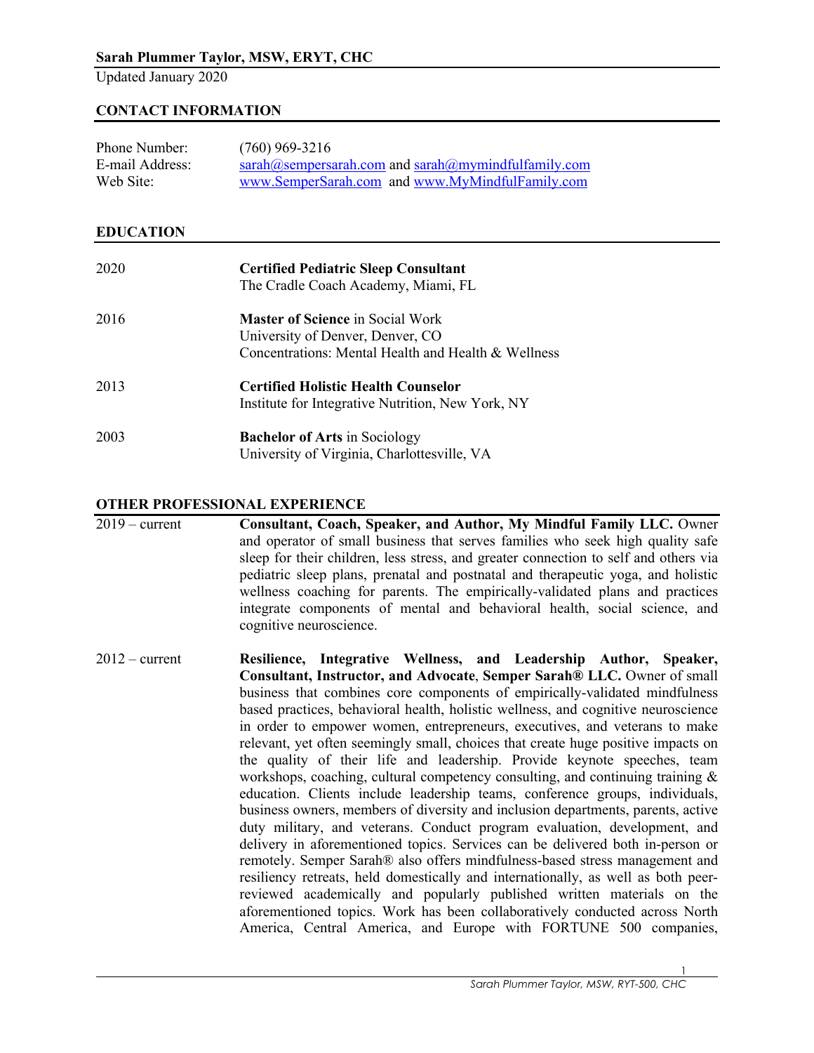# Sarah Plummer Taylor, MSW, ERYT, CHC

Updated January 2020

## CONTACT INFORMATION

| | |
|---|---|
| Phone Number: | (760) 969-3216 |
| E-mail Address: | sarah@sempersarah.com and sarah@mymindfulfamily.com |
| Web Site: | www.SemperSarah.com and www.MyMindfulFamily.com |

## EDUCATION

2020 — **Certified Pediatric Sleep Consultant**
The Cradle Coach Academy, Miami, FL

2016 — **Master of Science** in Social Work
University of Denver, Denver, CO
Concentrations: Mental Health and Health & Wellness

2013 — **Certified Holistic Health Counselor**
Institute for Integrative Nutrition, New York, NY

2003 — **Bachelor of Arts** in Sociology
University of Virginia, Charlottesville, VA

## OTHER PROFESSIONAL EXPERIENCE

2019 – current — **Consultant, Coach, Speaker, and Author, My Mindful Family LLC.** Owner and operator of small business that serves families who seek high quality safe sleep for their children, less stress, and greater connection to self and others via pediatric sleep plans, prenatal and postnatal and therapeutic yoga, and holistic wellness coaching for parents. The empirically-validated plans and practices integrate components of mental and behavioral health, social science, and cognitive neuroscience.

2012 – current — **Resilience, Integrative Wellness, and Leadership Author, Speaker, Consultant, Instructor, and Advocate**, **Semper Sarah® LLC.** Owner of small business that combines core components of empirically-validated mindfulness based practices, behavioral health, holistic wellness, and cognitive neuroscience in order to empower women, entrepreneurs, executives, and veterans to make relevant, yet often seemingly small, choices that create huge positive impacts on the quality of their life and leadership. Provide keynote speeches, team workshops, coaching, cultural competency consulting, and continuing training & education. Clients include leadership teams, conference groups, individuals, business owners, members of diversity and inclusion departments, parents, active duty military, and veterans. Conduct program evaluation, development, and delivery in aforementioned topics. Services can be delivered both in-person or remotely. Semper Sarah® also offers mindfulness-based stress management and resiliency retreats, held domestically and internationally, as well as both peer-reviewed academically and popularly published written materials on the aforementioned topics. Work has been collaboratively conducted across North America, Central America, and Europe with FORTUNE 500 companies,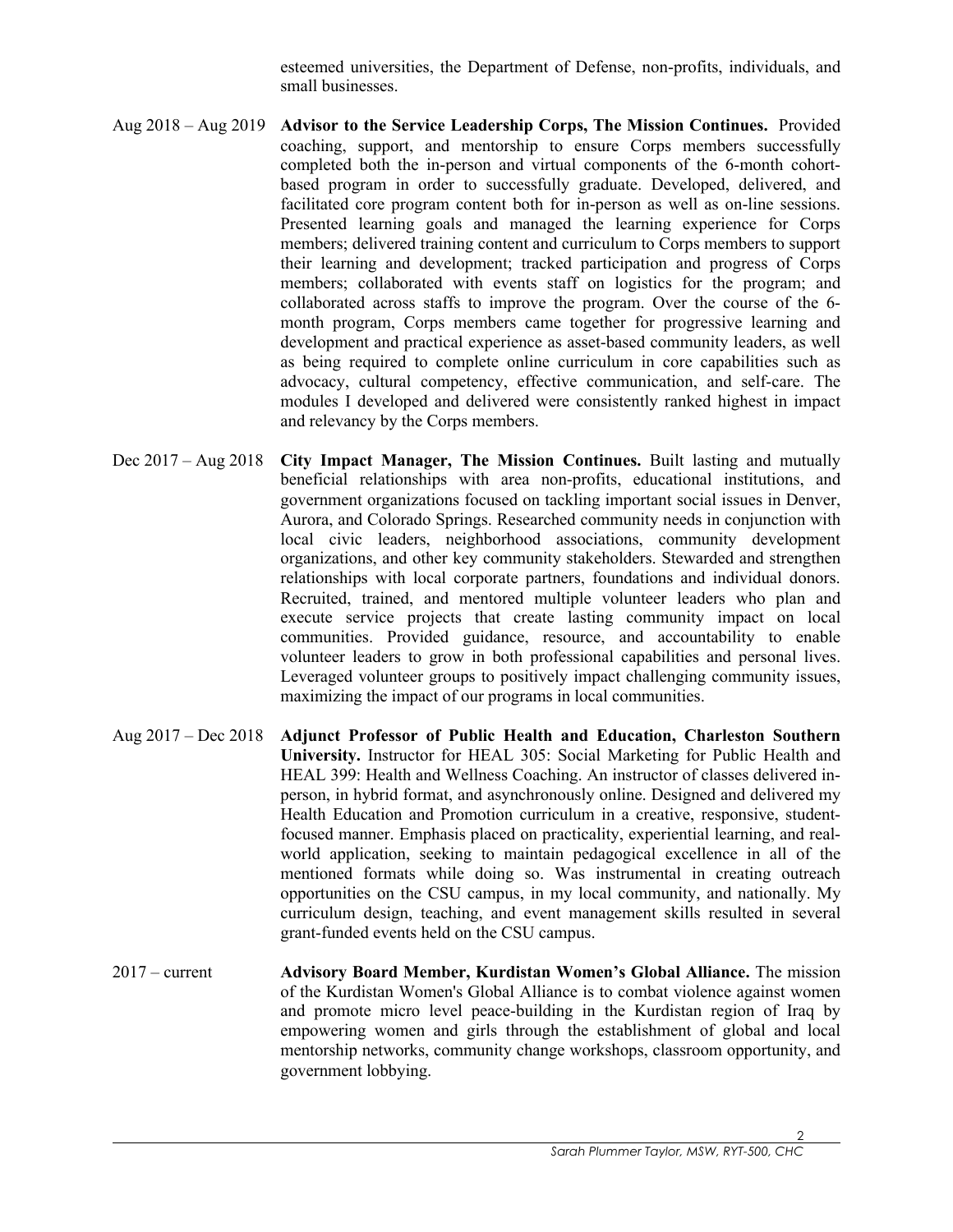esteemed universities, the Department of Defense, non-profits, individuals, and small businesses.

Aug 2018 – Aug 2019 **Advisor to the Service Leadership Corps, The Mission Continues.** Provided coaching, support, and mentorship to ensure Corps members successfully completed both the in-person and virtual components of the 6-month cohort-based program in order to successfully graduate. Developed, delivered, and facilitated core program content both for in-person as well as on-line sessions. Presented learning goals and managed the learning experience for Corps members; delivered training content and curriculum to Corps members to support their learning and development; tracked participation and progress of Corps members; collaborated with events staff on logistics for the program; and collaborated across staffs to improve the program. Over the course of the 6-month program, Corps members came together for progressive learning and development and practical experience as asset-based community leaders, as well as being required to complete online curriculum in core capabilities such as advocacy, cultural competency, effective communication, and self-care. The modules I developed and delivered were consistently ranked highest in impact and relevancy by the Corps members.

Dec 2017 – Aug 2018 **City Impact Manager, The Mission Continues.** Built lasting and mutually beneficial relationships with area non-profits, educational institutions, and government organizations focused on tackling important social issues in Denver, Aurora, and Colorado Springs. Researched community needs in conjunction with local civic leaders, neighborhood associations, community development organizations, and other key community stakeholders. Stewarded and strengthen relationships with local corporate partners, foundations and individual donors. Recruited, trained, and mentored multiple volunteer leaders who plan and execute service projects that create lasting community impact on local communities. Provided guidance, resource, and accountability to enable volunteer leaders to grow in both professional capabilities and personal lives. Leveraged volunteer groups to positively impact challenging community issues, maximizing the impact of our programs in local communities.

Aug 2017 – Dec 2018 **Adjunct Professor of Public Health and Education, Charleston Southern University.** Instructor for HEAL 305: Social Marketing for Public Health and HEAL 399: Health and Wellness Coaching. An instructor of classes delivered in-person, in hybrid format, and asynchronously online. Designed and delivered my Health Education and Promotion curriculum in a creative, responsive, student-focused manner. Emphasis placed on practicality, experiential learning, and real-world application, seeking to maintain pedagogical excellence in all of the mentioned formats while doing so. Was instrumental in creating outreach opportunities on the CSU campus, in my local community, and nationally. My curriculum design, teaching, and event management skills resulted in several grant-funded events held on the CSU campus.

2017 – current **Advisory Board Member, Kurdistan Women's Global Alliance.** The mission of the Kurdistan Women's Global Alliance is to combat violence against women and promote micro level peace-building in the Kurdistan region of Iraq by empowering women and girls through the establishment of global and local mentorship networks, community change workshops, classroom opportunity, and government lobbying.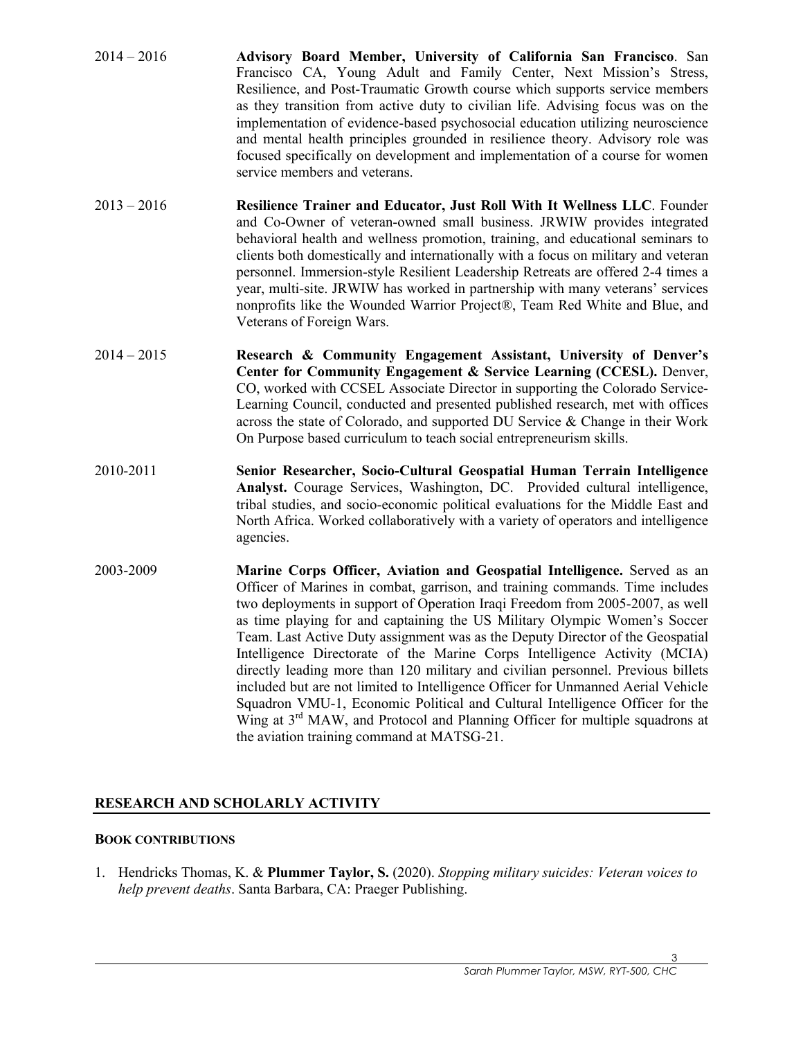2014 – 2016 **Advisory Board Member, University of California San Francisco**. San Francisco CA, Young Adult and Family Center, Next Mission's Stress, Resilience, and Post-Traumatic Growth course which supports service members as they transition from active duty to civilian life. Advising focus was on the implementation of evidence-based psychosocial education utilizing neuroscience and mental health principles grounded in resilience theory. Advisory role was focused specifically on development and implementation of a course for women service members and veterans.

2013 – 2016 **Resilience Trainer and Educator, Just Roll With It Wellness LLC**. Founder and Co-Owner of veteran-owned small business. JRWIW provides integrated behavioral health and wellness promotion, training, and educational seminars to clients both domestically and internationally with a focus on military and veteran personnel. Immersion-style Resilient Leadership Retreats are offered 2-4 times a year, multi-site. JRWIW has worked in partnership with many veterans' services nonprofits like the Wounded Warrior Project®, Team Red White and Blue, and Veterans of Foreign Wars.

2014 – 2015 **Research & Community Engagement Assistant, University of Denver's Center for Community Engagement & Service Learning (CCESL).** Denver, CO, worked with CCSEL Associate Director in supporting the Colorado Service-Learning Council, conducted and presented published research, met with offices across the state of Colorado, and supported DU Service & Change in their Work On Purpose based curriculum to teach social entrepreneurism skills.

2010-2011 **Senior Researcher, Socio-Cultural Geospatial Human Terrain Intelligence Analyst.** Courage Services, Washington, DC. Provided cultural intelligence, tribal studies, and socio-economic political evaluations for the Middle East and North Africa. Worked collaboratively with a variety of operators and intelligence agencies.

2003-2009 **Marine Corps Officer, Aviation and Geospatial Intelligence.** Served as an Officer of Marines in combat, garrison, and training commands. Time includes two deployments in support of Operation Iraqi Freedom from 2005-2007, as well as time playing for and captaining the US Military Olympic Women's Soccer Team. Last Active Duty assignment was as the Deputy Director of the Geospatial Intelligence Directorate of the Marine Corps Intelligence Activity (MCIA) directly leading more than 120 military and civilian personnel. Previous billets included but are not limited to Intelligence Officer for Unmanned Aerial Vehicle Squadron VMU-1, Economic Political and Cultural Intelligence Officer for the Wing at 3rd MAW, and Protocol and Planning Officer for multiple squadrons at the aviation training command at MATSG-21.

## RESEARCH AND SCHOLARLY ACTIVITY

### BOOK CONTRIBUTIONS

1. Hendricks Thomas, K. & **Plummer Taylor, S.** (2020). *Stopping military suicides: Veteran voices to help prevent deaths*. Santa Barbara, CA: Praeger Publishing.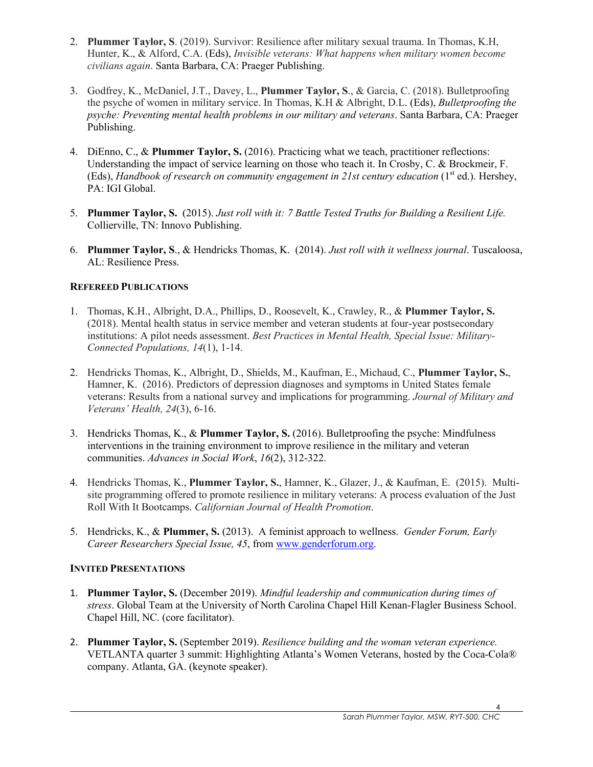2. **Plummer Taylor, S**. (2019). Survivor: Resilience after military sexual trauma. In Thomas, K.H, Hunter, K., & Alford, C.A. (Eds), *Invisible veterans: What happens when military women become civilians again*. Santa Barbara, CA: Praeger Publishing.

3. Godfrey, K., McDaniel, J.T., Davey, L., **Plummer Taylor, S**., & Garcia, C. (2018). Bulletproofing the psyche of women in military service. In Thomas, K.H & Albright, D.L. (Eds), *Bulletproofing the psyche: Preventing mental health problems in our military and veterans*. Santa Barbara, CA: Praeger Publishing.

4. DiEnno, C., & **Plummer Taylor, S.** (2016). Practicing what we teach, practitioner reflections: Understanding the impact of service learning on those who teach it. In Crosby, C. & Brockmeir, F. (Eds), *Handbook of research on community engagement in 21st century education* (1st ed.). Hershey, PA: IGI Global.

5. **Plummer Taylor, S.** (2015). *Just roll with it: 7 Battle Tested Truths for Building a Resilient Life.* Collierville, TN: Innovo Publishing.

6. **Plummer Taylor, S**., & Hendricks Thomas, K. (2014). *Just roll with it wellness journal*. Tuscaloosa, AL: Resilience Press.

**REFEREED PUBLICATIONS**

1. Thomas, K.H., Albright, D.A., Phillips, D., Roosevelt, K., Crawley, R., & **Plummer Taylor, S.** (2018). Mental health status in service member and veteran students at four-year postsecondary institutions: A pilot needs assessment. *Best Practices in Mental Health, Special Issue: Military-Connected Populations, 14*(1), 1-14.

2. Hendricks Thomas, K., Albright, D., Shields, M., Kaufman, E., Michaud, C., **Plummer Taylor, S.**, Hamner, K. (2016). Predictors of depression diagnoses and symptoms in United States female veterans: Results from a national survey and implications for programming. *Journal of Military and Veterans' Health, 24*(3), 6-16.

3. Hendricks Thomas, K., & **Plummer Taylor, S.** (2016). Bulletproofing the psyche: Mindfulness interventions in the training environment to improve resilience in the military and veteran communities. *Advances in Social Work*, *16*(2), 312-322.

4. Hendricks Thomas, K., **Plummer Taylor, S.**, Hamner, K., Glazer, J., & Kaufman, E. (2015). Multi-site programming offered to promote resilience in military veterans: A process evaluation of the Just Roll With It Bootcamps. *Californian Journal of Health Promotion*.

5. Hendricks, K., & **Plummer, S.** (2013). A feminist approach to wellness. *Gender Forum, Early Career Researchers Special Issue, 45*, from [www.genderforum.org](www.genderforum.org).

**INVITED PRESENTATIONS**

1. **Plummer Taylor, S.** (December 2019). *Mindful leadership and communication during times of stress*. Global Team at the University of North Carolina Chapel Hill Kenan-Flagler Business School. Chapel Hill, NC. (core facilitator).

2. **Plummer Taylor, S.** (September 2019). *Resilience building and the woman veteran experience.* VETLANTA quarter 3 summit: Highlighting Atlanta's Women Veterans, hosted by the Coca-Cola® company. Atlanta, GA. (keynote speaker).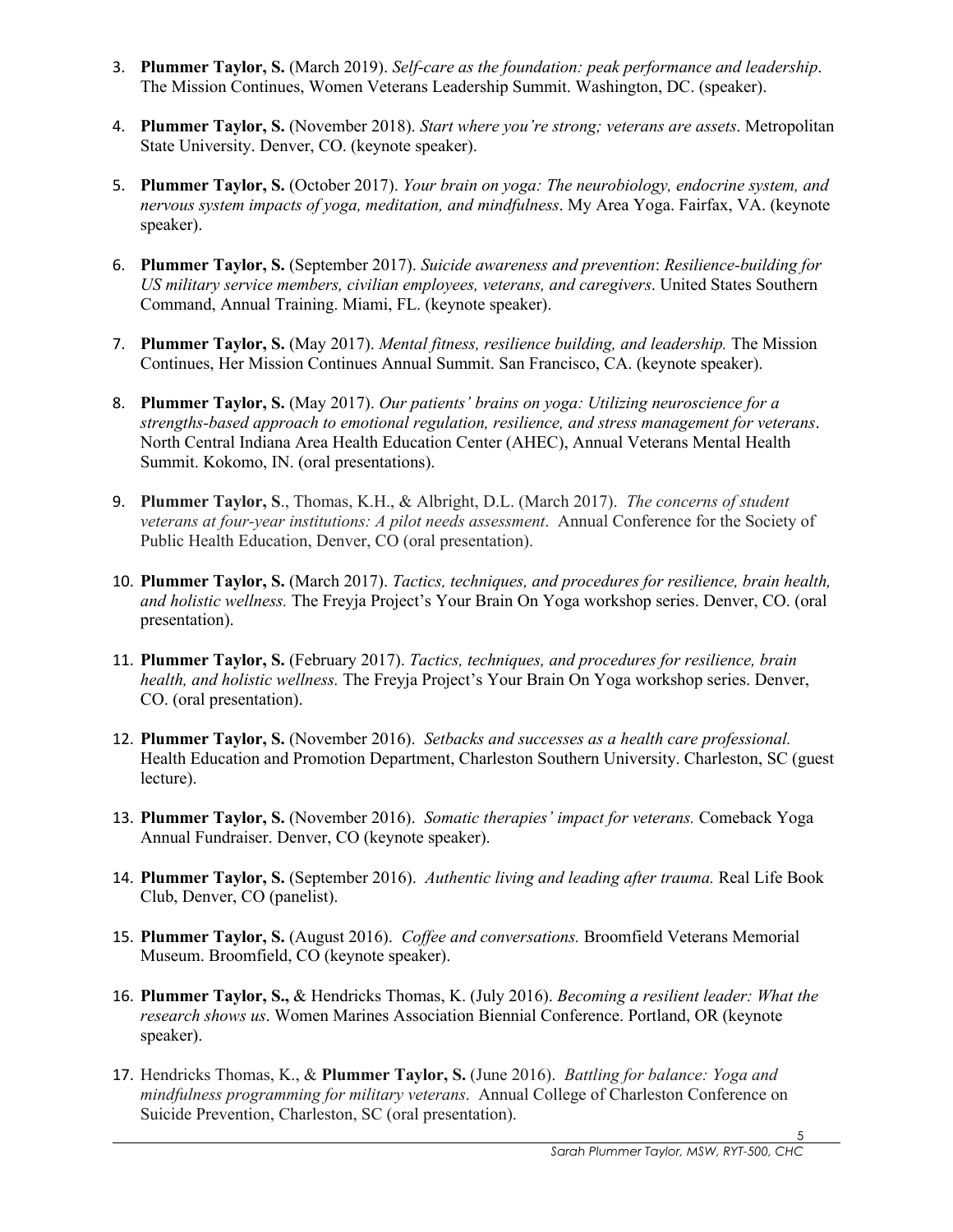3. **Plummer Taylor, S.** (March 2019). *Self-care as the foundation: peak performance and leadership*. The Mission Continues, Women Veterans Leadership Summit. Washington, DC. (speaker).

4. **Plummer Taylor, S.** (November 2018). *Start where you're strong; veterans are assets*. Metropolitan State University. Denver, CO. (keynote speaker).

5. **Plummer Taylor, S.** (October 2017). *Your brain on yoga: The neurobiology, endocrine system, and nervous system impacts of yoga, meditation, and mindfulness*. My Area Yoga. Fairfax, VA. (keynote speaker).

6. **Plummer Taylor, S.** (September 2017). *Suicide awareness and prevention*: *Resilience-building for US military service members, civilian employees, veterans, and caregivers*. United States Southern Command, Annual Training. Miami, FL. (keynote speaker).

7. **Plummer Taylor, S.** (May 2017). *Mental fitness, resilience building, and leadership.* The Mission Continues, Her Mission Continues Annual Summit. San Francisco, CA. (keynote speaker).

8. **Plummer Taylor, S.** (May 2017). *Our patients' brains on yoga: Utilizing neuroscience for a strengths-based approach to emotional regulation, resilience, and stress management for veterans*. North Central Indiana Area Health Education Center (AHEC), Annual Veterans Mental Health Summit. Kokomo, IN. (oral presentations).

9. **Plummer Taylor, S**., Thomas, K.H., & Albright, D.L. (March 2017). *The concerns of student veterans at four-year institutions: A pilot needs assessment*. Annual Conference for the Society of Public Health Education, Denver, CO (oral presentation).

10. **Plummer Taylor, S.** (March 2017). *Tactics, techniques, and procedures for resilience, brain health, and holistic wellness.* The Freyja Project's Your Brain On Yoga workshop series. Denver, CO. (oral presentation).

11. **Plummer Taylor, S.** (February 2017). *Tactics, techniques, and procedures for resilience, brain health, and holistic wellness.* The Freyja Project's Your Brain On Yoga workshop series. Denver, CO. (oral presentation).

12. **Plummer Taylor, S.** (November 2016). *Setbacks and successes as a health care professional.* Health Education and Promotion Department, Charleston Southern University. Charleston, SC (guest lecture).

13. **Plummer Taylor, S.** (November 2016). *Somatic therapies' impact for veterans.* Comeback Yoga Annual Fundraiser. Denver, CO (keynote speaker).

14. **Plummer Taylor, S.** (September 2016). *Authentic living and leading after trauma.* Real Life Book Club, Denver, CO (panelist).

15. **Plummer Taylor, S.** (August 2016). *Coffee and conversations.* Broomfield Veterans Memorial Museum. Broomfield, CO (keynote speaker).

16. **Plummer Taylor, S.,** & Hendricks Thomas, K. (July 2016). *Becoming a resilient leader: What the research shows us*. Women Marines Association Biennial Conference. Portland, OR (keynote speaker).

17. Hendricks Thomas, K., & **Plummer Taylor, S.** (June 2016). *Battling for balance: Yoga and mindfulness programming for military veterans*. Annual College of Charleston Conference on Suicide Prevention, Charleston, SC (oral presentation).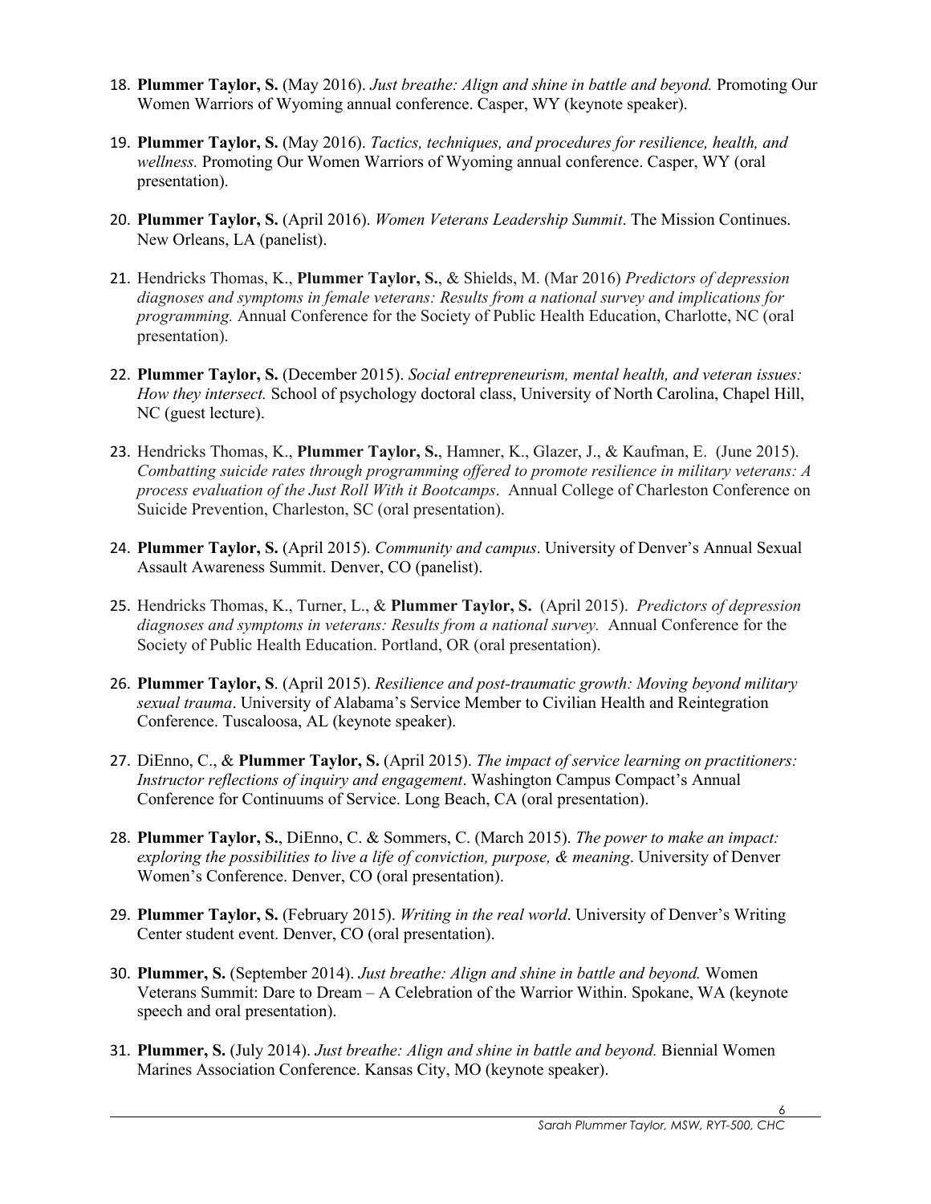18. **Plummer Taylor, S.** (May 2016). *Just breathe: Align and shine in battle and beyond.* Promoting Our Women Warriors of Wyoming annual conference. Casper, WY (keynote speaker).

19. **Plummer Taylor, S.** (May 2016). *Tactics, techniques, and procedures for resilience, health, and wellness.* Promoting Our Women Warriors of Wyoming annual conference. Casper, WY (oral presentation).

20. **Plummer Taylor, S.** (April 2016). *Women Veterans Leadership Summit*. The Mission Continues. New Orleans, LA (panelist).

21. Hendricks Thomas, K., **Plummer Taylor, S.**, & Shields, M. (Mar 2016) *Predictors of depression diagnoses and symptoms in female veterans: Results from a national survey and implications for programming.* Annual Conference for the Society of Public Health Education, Charlotte, NC (oral presentation).

22. **Plummer Taylor, S.** (December 2015). *Social entrepreneurism, mental health, and veteran issues: How they intersect.* School of psychology doctoral class, University of North Carolina, Chapel Hill, NC (guest lecture).

23. Hendricks Thomas, K., **Plummer Taylor, S.**, Hamner, K., Glazer, J., & Kaufman, E. (June 2015). *Combatting suicide rates through programming offered to promote resilience in military veterans: A process evaluation of the Just Roll With it Bootcamps*. Annual College of Charleston Conference on Suicide Prevention, Charleston, SC (oral presentation).

24. **Plummer Taylor, S.** (April 2015). *Community and campus*. University of Denver's Annual Sexual Assault Awareness Summit. Denver, CO (panelist).

25. Hendricks Thomas, K., Turner, L., & **Plummer Taylor, S.** (April 2015). *Predictors of depression diagnoses and symptoms in veterans: Results from a national survey.* Annual Conference for the Society of Public Health Education. Portland, OR (oral presentation).

26. **Plummer Taylor, S**. (April 2015). *Resilience and post-traumatic growth: Moving beyond military sexual trauma*. University of Alabama's Service Member to Civilian Health and Reintegration Conference. Tuscaloosa, AL (keynote speaker).

27. DiEnno, C., & **Plummer Taylor, S.** (April 2015). *The impact of service learning on practitioners: Instructor reflections of inquiry and engagement*. Washington Campus Compact's Annual Conference for Continuums of Service. Long Beach, CA (oral presentation).

28. **Plummer Taylor, S.**, DiEnno, C. & Sommers, C. (March 2015). *The power to make an impact: exploring the possibilities to live a life of conviction, purpose, & meaning*. University of Denver Women's Conference. Denver, CO (oral presentation).

29. **Plummer Taylor, S.** (February 2015). *Writing in the real world*. University of Denver's Writing Center student event. Denver, CO (oral presentation).

30. **Plummer, S.** (September 2014). *Just breathe: Align and shine in battle and beyond.* Women Veterans Summit: Dare to Dream – A Celebration of the Warrior Within. Spokane, WA (keynote speech and oral presentation).

31. **Plummer, S.** (July 2014). *Just breathe: Align and shine in battle and beyond.* Biennial Women Marines Association Conference. Kansas City, MO (keynote speaker).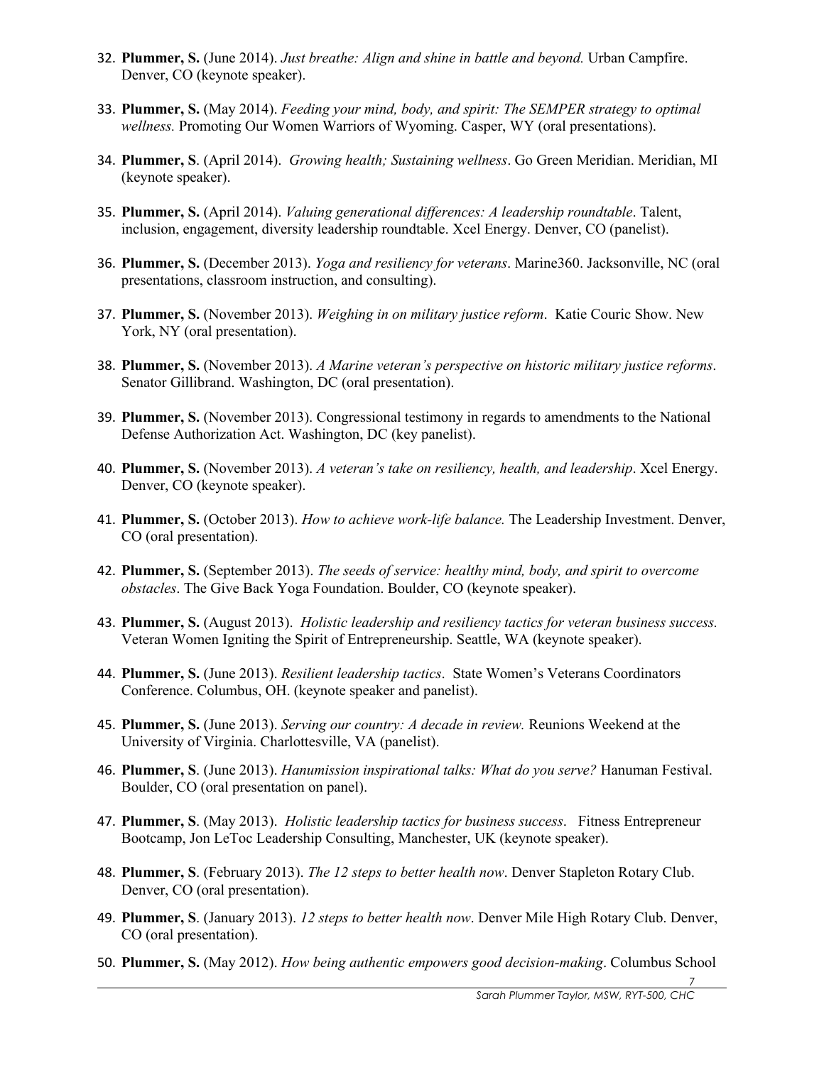32. **Plummer, S.** (June 2014). *Just breathe: Align and shine in battle and beyond.* Urban Campfire. Denver, CO (keynote speaker).

33. **Plummer, S.** (May 2014). *Feeding your mind, body, and spirit: The SEMPER strategy to optimal wellness.* Promoting Our Women Warriors of Wyoming. Casper, WY (oral presentations).

34. **Plummer, S**. (April 2014). *Growing health; Sustaining wellness*. Go Green Meridian. Meridian, MI (keynote speaker).

35. **Plummer, S.** (April 2014). *Valuing generational differences: A leadership roundtable*. Talent, inclusion, engagement, diversity leadership roundtable. Xcel Energy. Denver, CO (panelist).

36. **Plummer, S.** (December 2013). *Yoga and resiliency for veterans*. Marine360. Jacksonville, NC (oral presentations, classroom instruction, and consulting).

37. **Plummer, S.** (November 2013). *Weighing in on military justice reform*. Katie Couric Show. New York, NY (oral presentation).

38. **Plummer, S.** (November 2013). *A Marine veteran's perspective on historic military justice reforms*. Senator Gillibrand. Washington, DC (oral presentation).

39. **Plummer, S.** (November 2013). Congressional testimony in regards to amendments to the National Defense Authorization Act. Washington, DC (key panelist).

40. **Plummer, S.** (November 2013). *A veteran's take on resiliency, health, and leadership*. Xcel Energy. Denver, CO (keynote speaker).

41. **Plummer, S.** (October 2013). *How to achieve work-life balance.* The Leadership Investment. Denver, CO (oral presentation).

42. **Plummer, S.** (September 2013). *The seeds of service: healthy mind, body, and spirit to overcome obstacles*. The Give Back Yoga Foundation. Boulder, CO (keynote speaker).

43. **Plummer, S.** (August 2013). *Holistic leadership and resiliency tactics for veteran business success.* Veteran Women Igniting the Spirit of Entrepreneurship. Seattle, WA (keynote speaker).

44. **Plummer, S.** (June 2013). *Resilient leadership tactics*. State Women's Veterans Coordinators Conference. Columbus, OH. (keynote speaker and panelist).

45. **Plummer, S.** (June 2013). *Serving our country: A decade in review.* Reunions Weekend at the University of Virginia. Charlottesville, VA (panelist).

46. **Plummer, S**. (June 2013). *Hanumission inspirational talks: What do you serve?* Hanuman Festival. Boulder, CO (oral presentation on panel).

47. **Plummer, S**. (May 2013). *Holistic leadership tactics for business success*. Fitness Entrepreneur Bootcamp, Jon LeToc Leadership Consulting, Manchester, UK (keynote speaker).

48. **Plummer, S**. (February 2013). *The 12 steps to better health now*. Denver Stapleton Rotary Club. Denver, CO (oral presentation).

49. **Plummer, S**. (January 2013). *12 steps to better health now*. Denver Mile High Rotary Club. Denver, CO (oral presentation).

50. **Plummer, S.** (May 2012). *How being authentic empowers good decision-making*. Columbus School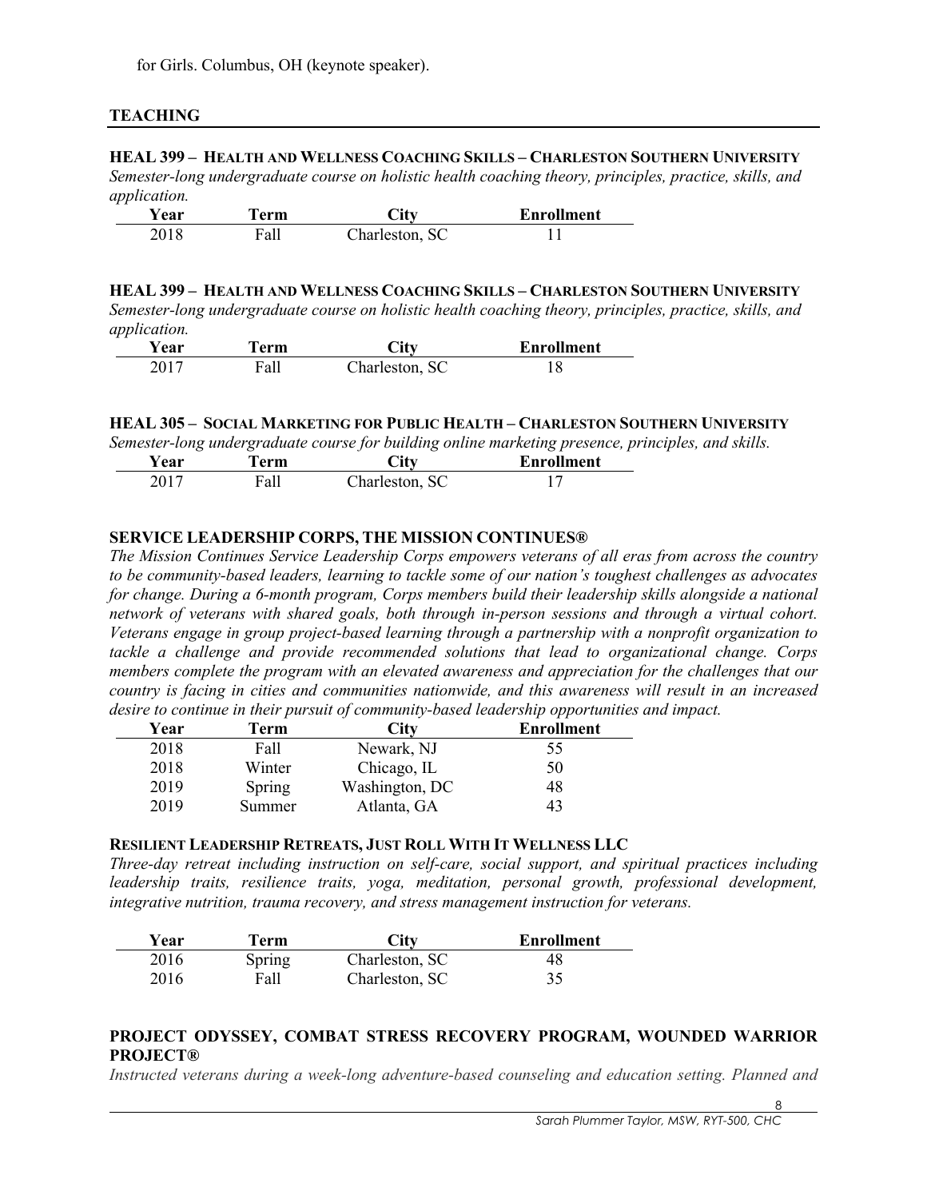for Girls. Columbus, OH (keynote speaker).

## TEACHING

**HEAL 399 – HEALTH AND WELLNESS COACHING SKILLS – CHARLESTON SOUTHERN UNIVERSITY**

*Semester-long undergraduate course on holistic health coaching theory, principles, practice, skills, and application.*

| Year | Term | City | Enrollment |
|---|---|---|---|
| 2018 | Fall | Charleston, SC | 11 |

**HEAL 399 – HEALTH AND WELLNESS COACHING SKILLS – CHARLESTON SOUTHERN UNIVERSITY**

*Semester-long undergraduate course on holistic health coaching theory, principles, practice, skills, and application.*

| Year | Term | City | Enrollment |
|---|---|---|---|
| 2017 | Fall | Charleston, SC | 18 |

**HEAL 305 – SOCIAL MARKETING FOR PUBLIC HEALTH – CHARLESTON SOUTHERN UNIVERSITY**

*Semester-long undergraduate course for building online marketing presence, principles, and skills.*

| Year | Term | City | Enrollment |
|---|---|---|---|
| 2017 | Fall | Charleston, SC | 17 |

**SERVICE LEADERSHIP CORPS, THE MISSION CONTINUES®**

*The Mission Continues Service Leadership Corps empowers veterans of all eras from across the country to be community-based leaders, learning to tackle some of our nation's toughest challenges as advocates for change. During a 6-month program, Corps members build their leadership skills alongside a national network of veterans with shared goals, both through in-person sessions and through a virtual cohort. Veterans engage in group project-based learning through a partnership with a nonprofit organization to tackle a challenge and provide recommended solutions that lead to organizational change. Corps members complete the program with an elevated awareness and appreciation for the challenges that our country is facing in cities and communities nationwide, and this awareness will result in an increased desire to continue in their pursuit of community-based leadership opportunities and impact.*

| Year | Term | City | Enrollment |
|---|---|---|---|
| 2018 | Fall | Newark, NJ | 55 |
| 2018 | Winter | Chicago, IL | 50 |
| 2019 | Spring | Washington, DC | 48 |
| 2019 | Summer | Atlanta, GA | 43 |

**RESILIENT LEADERSHIP RETREATS, JUST ROLL WITH IT WELLNESS LLC**

*Three-day retreat including instruction on self-care, social support, and spiritual practices including leadership traits, resilience traits, yoga, meditation, personal growth, professional development, integrative nutrition, trauma recovery, and stress management instruction for veterans.*

| Year | Term | City | Enrollment |
|---|---|---|---|
| 2016 | Spring | Charleston, SC | 48 |
| 2016 | Fall | Charleston, SC | 35 |

**PROJECT ODYSSEY, COMBAT STRESS RECOVERY PROGRAM, WOUNDED WARRIOR PROJECT®**

*Instructed veterans during a week-long adventure-based counseling and education setting. Planned and*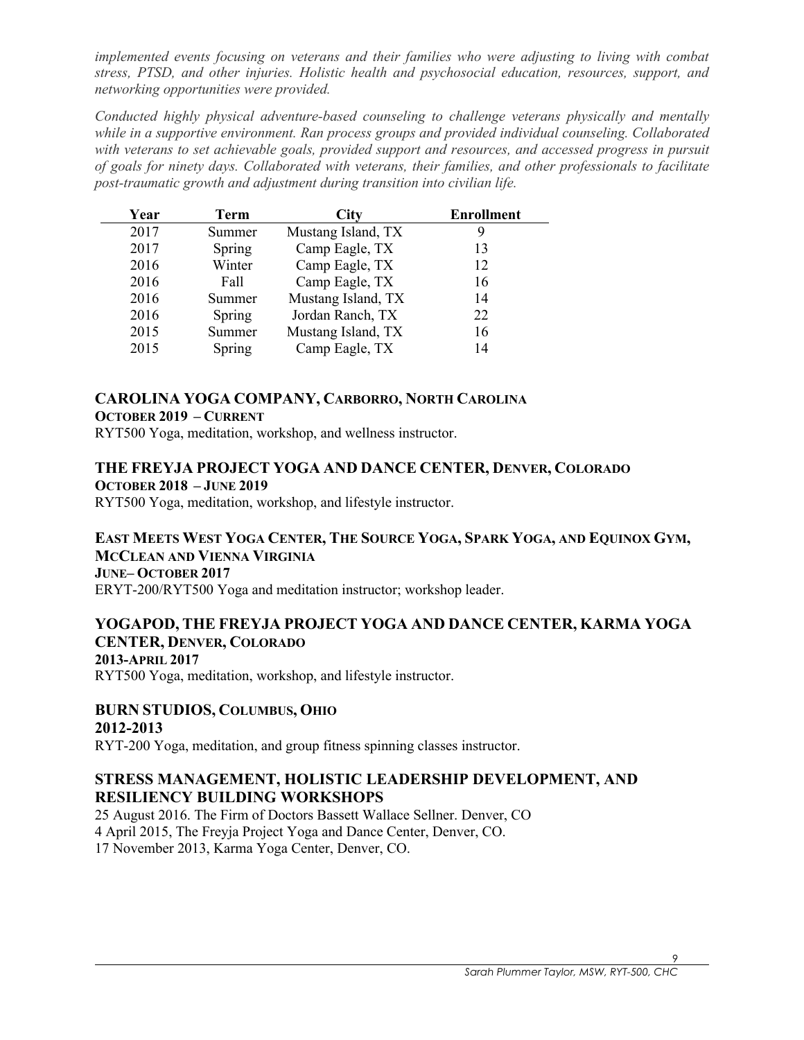*implemented events focusing on veterans and their families who were adjusting to living with combat stress, PTSD, and other injuries. Holistic health and psychosocial education, resources, support, and networking opportunities were provided.*

*Conducted highly physical adventure-based counseling to challenge veterans physically and mentally while in a supportive environment. Ran process groups and provided individual counseling. Collaborated with veterans to set achievable goals, provided support and resources, and accessed progress in pursuit of goals for ninety days. Collaborated with veterans, their families, and other professionals to facilitate post-traumatic growth and adjustment during transition into civilian life.*

| Year | Term | City | Enrollment |
|---|---|---|---|
| 2017 | Summer | Mustang Island, TX | 9 |
| 2017 | Spring | Camp Eagle, TX | 13 |
| 2016 | Winter | Camp Eagle, TX | 12 |
| 2016 | Fall | Camp Eagle, TX | 16 |
| 2016 | Summer | Mustang Island, TX | 14 |
| 2016 | Spring | Jordan Ranch, TX | 22 |
| 2015 | Summer | Mustang Island, TX | 16 |
| 2015 | Spring | Camp Eagle, TX | 14 |

### CAROLINA YOGA COMPANY, CARBORRO, NORTH CAROLINA
**OCTOBER 2019 – CURRENT**

RYT500 Yoga, meditation, workshop, and wellness instructor.

### THE FREYJA PROJECT YOGA AND DANCE CENTER, DENVER, COLORADO
**OCTOBER 2018 – JUNE 2019**

RYT500 Yoga, meditation, workshop, and lifestyle instructor.

### EAST MEETS WEST YOGA CENTER, THE SOURCE YOGA, SPARK YOGA, AND EQUINOX GYM, MCCLEAN AND VIENNA VIRGINIA
**JUNE– OCTOBER 2017**

ERYT-200/RYT500 Yoga and meditation instructor; workshop leader.

### YOGAPOD, THE FREYJA PROJECT YOGA AND DANCE CENTER, KARMA YOGA CENTER, DENVER, COLORADO
**2013-APRIL 2017**

RYT500 Yoga, meditation, workshop, and lifestyle instructor.

### BURN STUDIOS, COLUMBUS, OHIO
**2012-2013**

RYT-200 Yoga, meditation, and group fitness spinning classes instructor.

### STRESS MANAGEMENT, HOLISTIC LEADERSHIP DEVELOPMENT, AND RESILIENCY BUILDING WORKSHOPS

25 August 2016. The Firm of Doctors Bassett Wallace Sellner. Denver, CO
4 April 2015, The Freyja Project Yoga and Dance Center, Denver, CO.
17 November 2013, Karma Yoga Center, Denver, CO.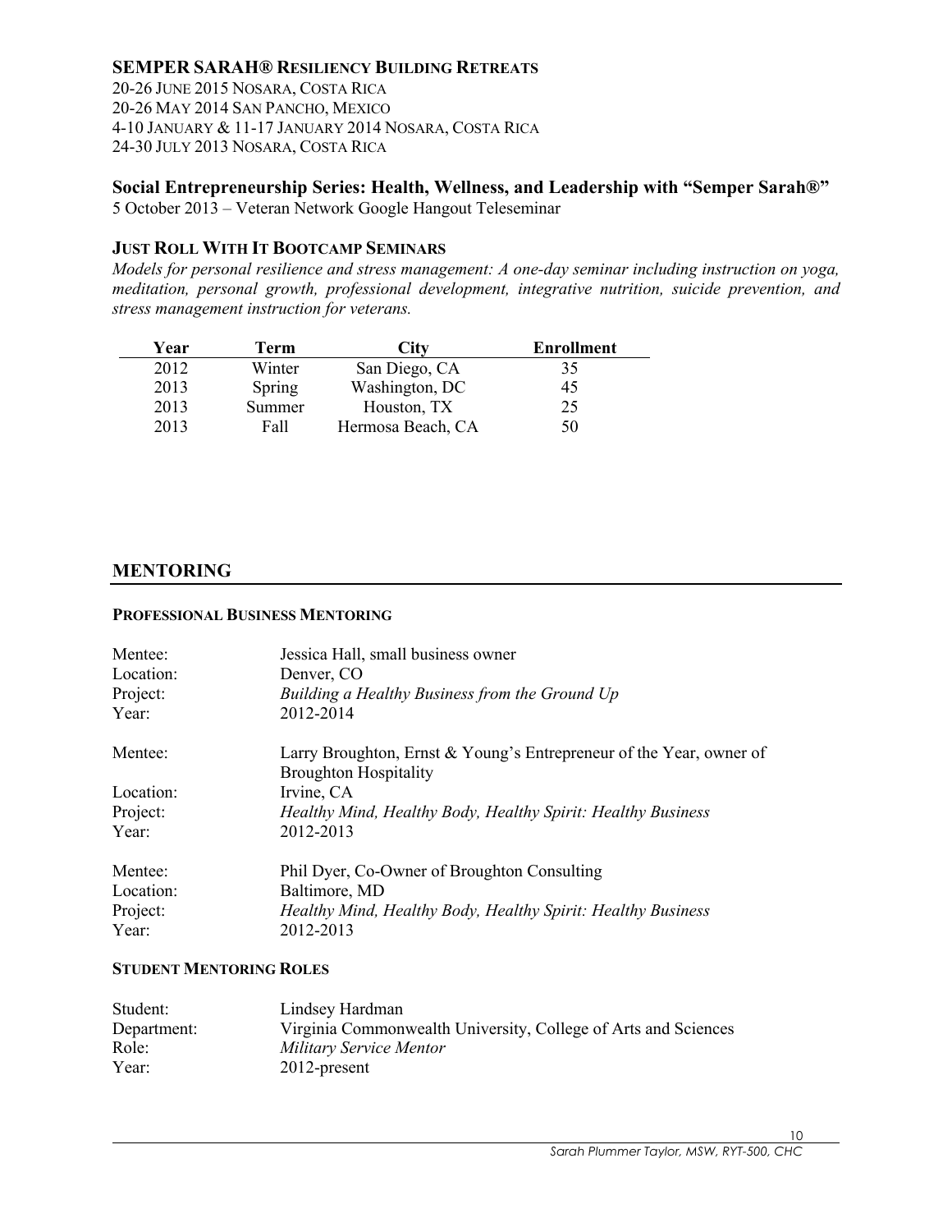### SEMPER SARAH® RESILIENCY BUILDING RETREATS

20-26 JUNE 2015 NOSARA, COSTA RICA
20-26 MAY 2014 SAN PANCHO, MEXICO
4-10 JANUARY & 11-17 JANUARY 2014 NOSARA, COSTA RICA
24-30 JULY 2013 NOSARA, COSTA RICA

### Social Entrepreneurship Series: Health, Wellness, and Leadership with "Semper Sarah®"

5 October 2013 – Veteran Network Google Hangout Teleseminar

### JUST ROLL WITH IT BOOTCAMP SEMINARS

*Models for personal resilience and stress management: A one-day seminar including instruction on yoga, meditation, personal growth, professional development, integrative nutrition, suicide prevention, and stress management instruction for veterans.*

| Year | Term | City | Enrollment |
|---|---|---|---|
| 2012 | Winter | San Diego, CA | 35 |
| 2013 | Spring | Washington, DC | 45 |
| 2013 | Summer | Houston, TX | 25 |
| 2013 | Fall | Hermosa Beach, CA | 50 |

## MENTORING

#### PROFESSIONAL BUSINESS MENTORING

Mentee: Jessica Hall, small business owner
Location: Denver, CO
Project: *Building a Healthy Business from the Ground Up*
Year: 2012-2014

Mentee: Larry Broughton, Ernst & Young's Entrepreneur of the Year, owner of Broughton Hospitality
Location: Irvine, CA
Project: *Healthy Mind, Healthy Body, Healthy Spirit: Healthy Business*
Year: 2012-2013

Mentee: Phil Dyer, Co-Owner of Broughton Consulting
Location: Baltimore, MD
Project: *Healthy Mind, Healthy Body, Healthy Spirit: Healthy Business*
Year: 2012-2013

#### STUDENT MENTORING ROLES

Student: Lindsey Hardman
Department: Virginia Commonwealth University, College of Arts and Sciences
Role: *Military Service Mentor*
Year: 2012-present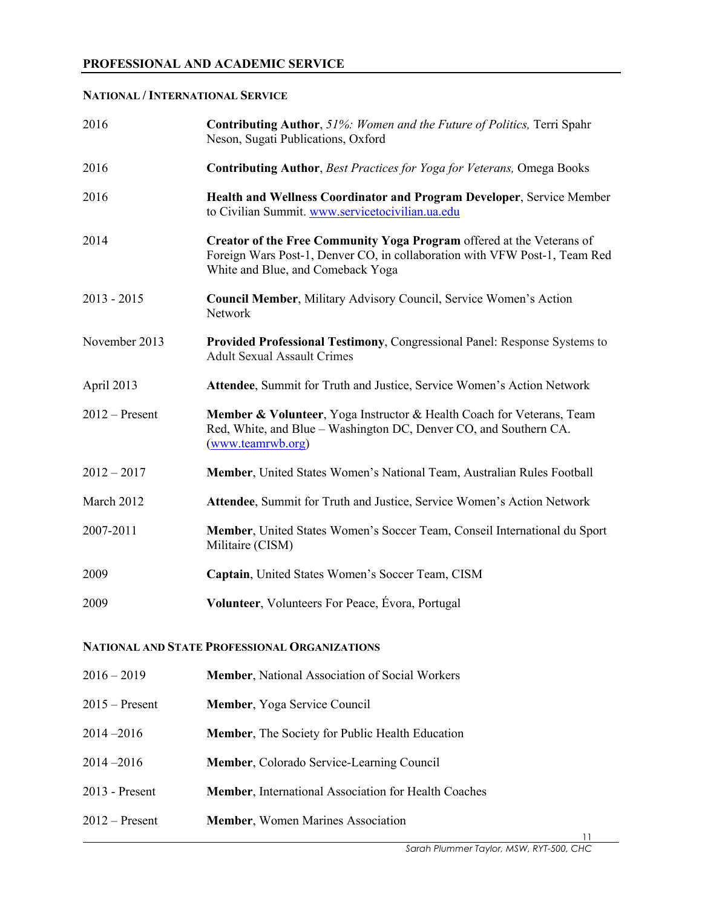## PROFESSIONAL AND ACADEMIC SERVICE

### NATIONAL / INTERNATIONAL SERVICE

| | |
|---|---|
| 2016 | **Contributing Author**, *51%: Women and the Future of Politics,* Terri Spahr Neson, Sugati Publications, Oxford |
| 2016 | **Contributing Author**, *Best Practices for Yoga for Veterans,* Omega Books |
| 2016 | **Health and Wellness Coordinator and Program Developer**, Service Member to Civilian Summit. www.servicetocivilian.ua.edu |
| 2014 | **Creator of the Free Community Yoga Program** offered at the Veterans of Foreign Wars Post-1, Denver CO, in collaboration with VFW Post-1, Team Red White and Blue, and Comeback Yoga |
| 2013 - 2015 | **Council Member**, Military Advisory Council, Service Women's Action Network |
| November 2013 | **Provided Professional Testimony**, Congressional Panel: Response Systems to Adult Sexual Assault Crimes |
| April 2013 | **Attendee**, Summit for Truth and Justice, Service Women's Action Network |
| 2012 – Present | **Member & Volunteer**, Yoga Instructor & Health Coach for Veterans, Team Red, White, and Blue – Washington DC, Denver CO, and Southern CA. (www.teamrwb.org) |
| 2012 – 2017 | **Member**, United States Women's National Team, Australian Rules Football |
| March 2012 | **Attendee**, Summit for Truth and Justice, Service Women's Action Network |
| 2007-2011 | **Member**, United States Women's Soccer Team, Conseil International du Sport Militaire (CISM) |
| 2009 | **Captain**, United States Women's Soccer Team, CISM |
| 2009 | **Volunteer**, Volunteers For Peace, Évora, Portugal |

### NATIONAL AND STATE PROFESSIONAL ORGANIZATIONS

| | |
|---|---|
| 2016 – 2019 | **Member**, National Association of Social Workers |
| 2015 – Present | **Member**, Yoga Service Council |
| 2014 –2016 | **Member**, The Society for Public Health Education |
| 2014 –2016 | **Member**, Colorado Service-Learning Council |
| 2013 - Present | **Member**, International Association for Health Coaches |
| 2012 – Present | **Member**, Women Marines Association |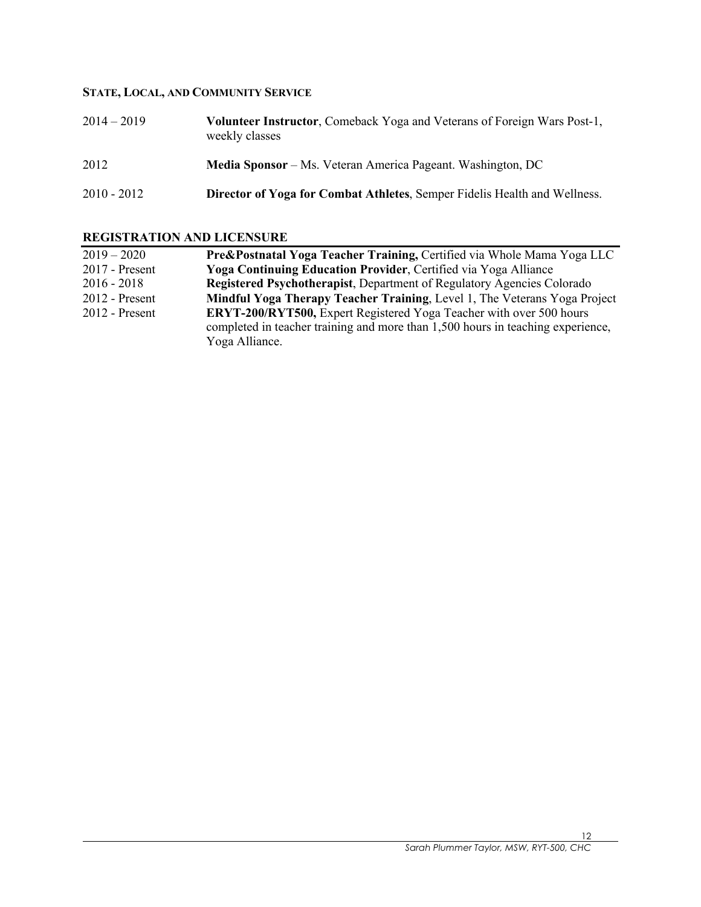## STATE, LOCAL, AND COMMUNITY SERVICE

| | |
|---|---|
| 2014 – 2019 | **Volunteer Instructor**, Comeback Yoga and Veterans of Foreign Wars Post-1, weekly classes |
| 2012 | **Media Sponsor** – Ms. Veteran America Pageant. Washington, DC |
| 2010 - 2012 | **Director of Yoga for Combat Athletes**, Semper Fidelis Health and Wellness. |

## REGISTRATION AND LICENSURE

| | |
|---|---|
| 2019 – 2020 | **Pre&Postnatal Yoga Teacher Training,** Certified via Whole Mama Yoga LLC |
| 2017 - Present | **Yoga Continuing Education Provider**, Certified via Yoga Alliance |
| 2016 - 2018 | **Registered Psychotherapist**, Department of Regulatory Agencies Colorado |
| 2012 - Present | **Mindful Yoga Therapy Teacher Training**, Level 1, The Veterans Yoga Project |
| 2012 - Present | **ERYT-200/RYT500,** Expert Registered Yoga Teacher with over 500 hours completed in teacher training and more than 1,500 hours in teaching experience, Yoga Alliance. |